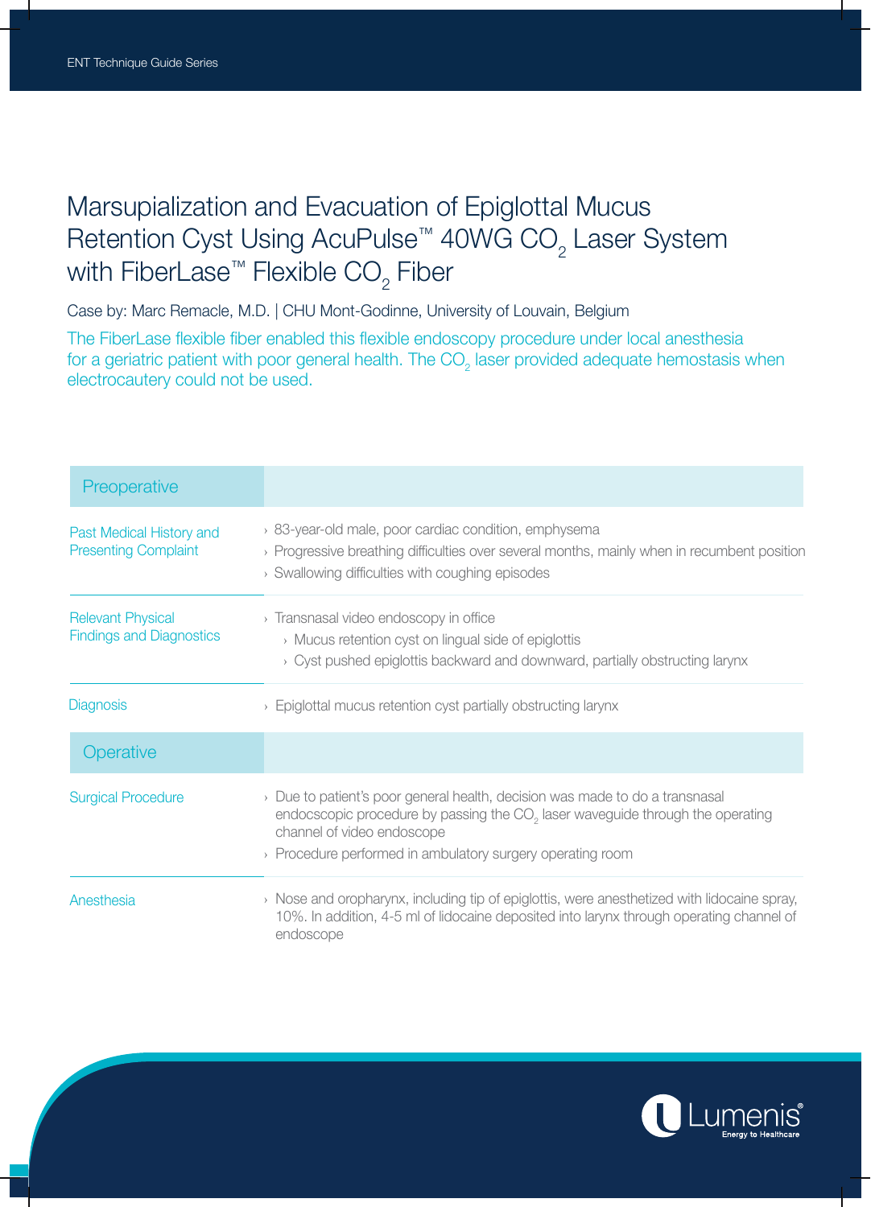# Marsupialization and Evacuation of Epiglottal Mucus Retention Cyst Using AcuPulse™ 40WG $CO_2$ Laser System with FiberLase™ Flexible $CO_2$ Fiber

Case by: Marc Remacle, M.D. | CHU Mont-Godinne, University of Louvain, Belgium

The FiberLase flexible fiber enabled this flexible endoscopy procedure under local anesthesia for a geriatric patient with poor general health. The $CO_2$ laser provided adequate hemostasis when electrocautery could not be used.

## Preoperative

| | |
|---|---|
| Past Medical History and Presenting Complaint | › 83-year-old male, poor cardiac condition, emphysema<br>› Progressive breathing difficulties over several months, mainly when in recumbent position<br>› Swallowing difficulties with coughing episodes |
| Relevant Physical Findings and Diagnostics | › Transnasal video endoscopy in office<br>&nbsp;&nbsp;› Mucus retention cyst on lingual side of epiglottis<br>&nbsp;&nbsp;› Cyst pushed epiglottis backward and downward, partially obstructing larynx |
| Diagnosis | › Epiglottal mucus retention cyst partially obstructing larynx |

## Operative

| | |
|---|---|
| Surgical Procedure | › Due to patient's poor general health, decision was made to do a transnasal endocscopic procedure by passing the $CO_2$ laser waveguide through the operating channel of video endoscope<br>› Procedure performed in ambulatory surgery operating room |
| Anesthesia | › Nose and oropharynx, including tip of epiglottis, were anesthetized with lidocaine spray, 10%. In addition, 4-5 ml of lidocaine deposited into larynx through operating channel of endoscope |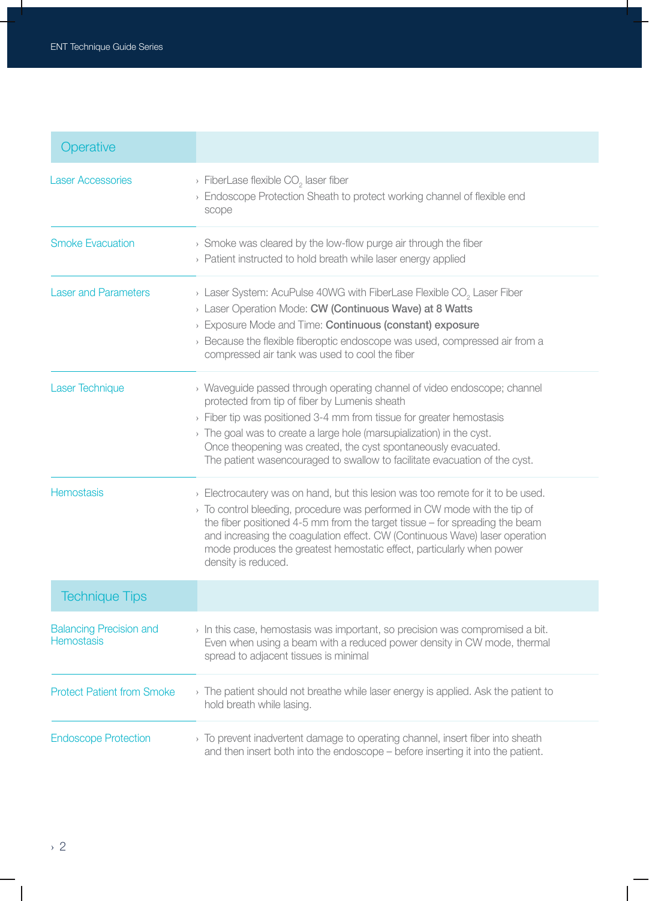## Operative

| | |
|---|---|
| Laser Accessories | › FiberLase flexible $CO_2$ laser fiber<br>› Endoscope Protection Sheath to protect working channel of flexible end scope |
| Smoke Evacuation | › Smoke was cleared by the low-flow purge air through the fiber<br>› Patient instructed to hold breath while laser energy applied |
| Laser and Parameters | › Laser System: AcuPulse 40WG with FiberLase Flexible $CO_2$ Laser Fiber<br>› Laser Operation Mode: **CW (Continuous Wave) at 8 Watts**<br>› Exposure Mode and Time: **Continuous (constant) exposure**<br>› Because the flexible fiberoptic endoscope was used, compressed air from a compressed air tank was used to cool the fiber |
| Laser Technique | › Waveguide passed through operating channel of video endoscope; channel protected from tip of fiber by Lumenis sheath<br>› Fiber tip was positioned 3-4 mm from tissue for greater hemostasis<br>› The goal was to create a large hole (marsupialization) in the cyst. Once theopening was created, the cyst spontaneously evacuated. The patient wasencouraged to swallow to facilitate evacuation of the cyst. |
| Hemostasis | › Electrocautery was on hand, but this lesion was too remote for it to be used.<br>› To control bleeding, procedure was performed in CW mode with the tip of the fiber positioned 4-5 mm from the target tissue – for spreading the beam and increasing the coagulation effect. CW (Continuous Wave) laser operation mode produces the greatest hemostatic effect, particularly when power density is reduced. |

## Technique Tips

| | |
|---|---|
| Balancing Precision and Hemostasis | › In this case, hemostasis was important, so precision was compromised a bit. Even when using a beam with a reduced power density in CW mode, thermal spread to adjacent tissues is minimal |
| Protect Patient from Smoke | › The patient should not breathe while laser energy is applied. Ask the patient to hold breath while lasing. |
| Endoscope Protection | › To prevent inadvertent damage to operating channel, insert fiber into sheath and then insert both into the endoscope – before inserting it into the patient. |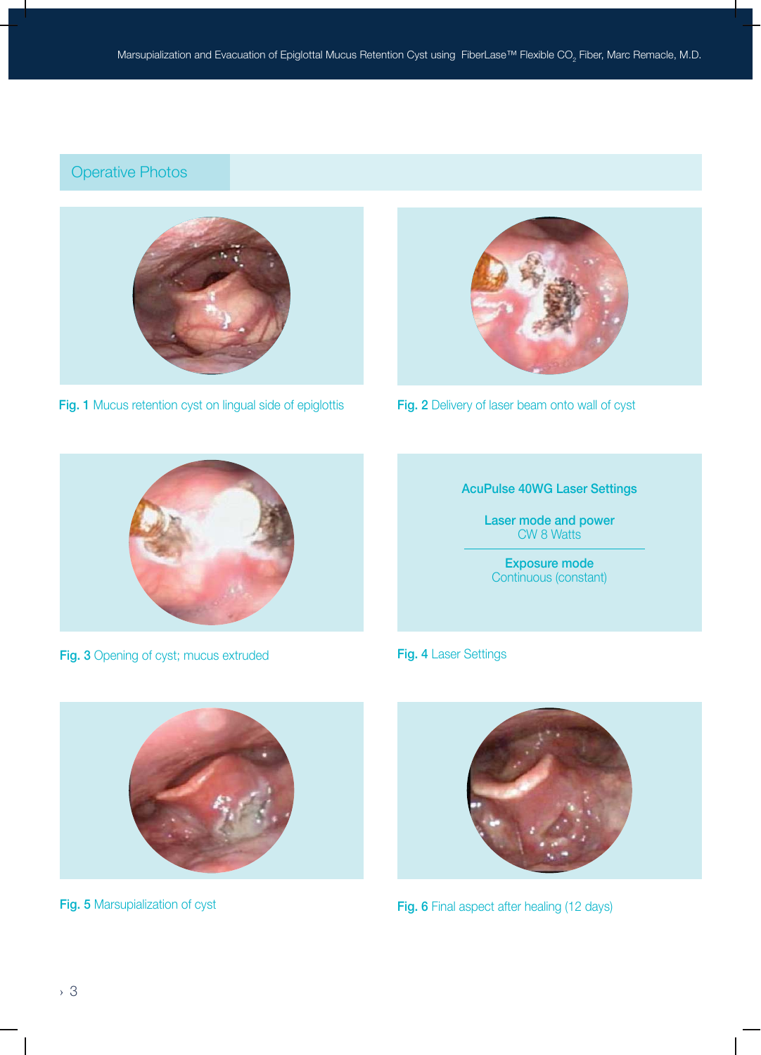## Operative Photos

Fig. 1 Mucus retention cyst on lingual side of epiglottis

Fig. 2 Delivery of laser beam onto wall of cyst

Fig. 3 Opening of cyst; mucus extruded

**AcuPulse 40WG Laser Settings**

**Laser mode and power**
CW 8 Watts

**Exposure mode**
Continuous (constant)

Fig. 4 Laser Settings

Fig. 5 Marsupialization of cyst

Fig. 6 Final aspect after healing (12 days)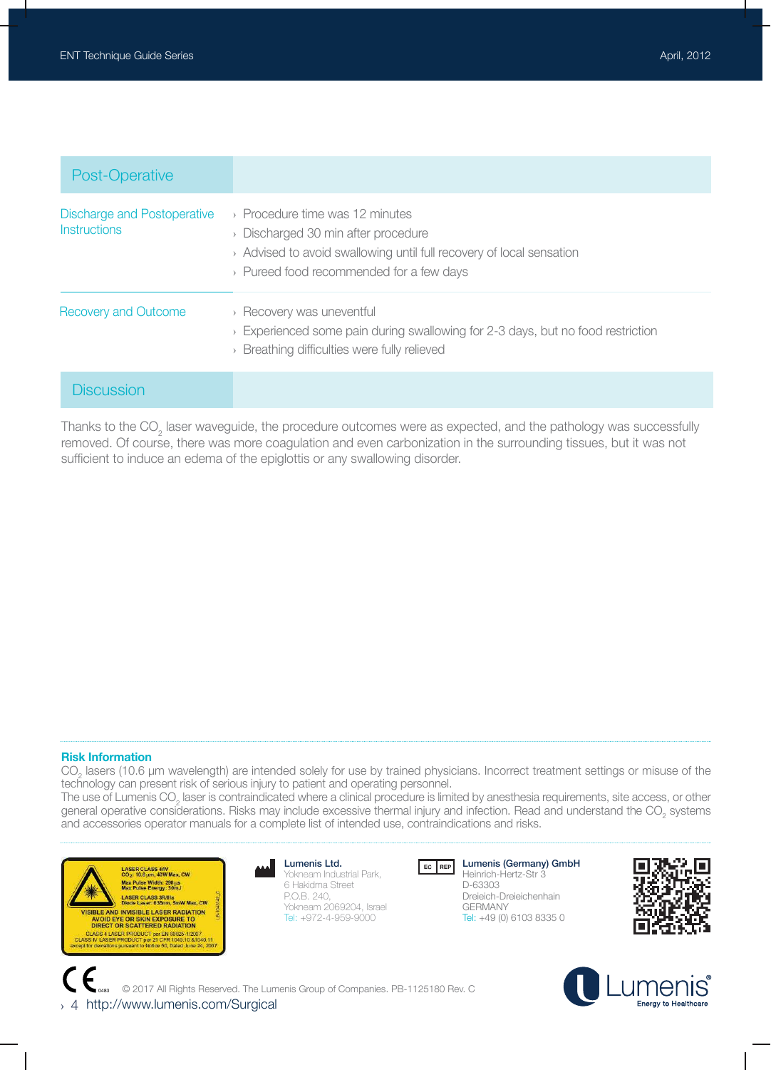## Post-Operative

| | |
|---|---|
| Discharge and Postoperative Instructions | › Procedure time was 12 minutes<br>› Discharged 30 min after procedure<br>› Advised to avoid swallowing until full recovery of local sensation<br>› Pureed food recommended for a few days |
| Recovery and Outcome | › Recovery was uneventful<br>› Experienced some pain during swallowing for 2-3 days, but no food restriction<br>› Breathing difficulties were fully relieved |

## Discussion

Thanks to the $CO_2$ laser waveguide, the procedure outcomes were as expected, and the pathology was successfully removed. Of course, there was more coagulation and even carbonization in the surrounding tissues, but it was not sufficient to induce an edema of the epiglottis or any swallowing disorder.

**Risk Information**

$CO_2$ lasers (10.6 µm wavelength) are intended solely for use by trained physicians. Incorrect treatment settings or misuse of the technology can present risk of serious injury to patient and operating personnel.
The use of Lumenis $CO_2$ laser is contraindicated where a clinical procedure is limited by anesthesia requirements, site access, or other general operative considerations. Risks may include excessive thermal injury and infection. Read and understand the $CO_2$ systems and accessories operator manuals for a complete list of intended use, contraindications and risks.

LASER CLASS 4/IV
$CO_2$: 10.6 µm, 40W Max, CW
Max Pulse Width: 200 µs
Max Pulse Energy: 30mJ
LASER CLASS 3R/IIIa
Diode Laser: 635nm, 5mW Max, CW
VISIBLE AND INVISIBLE LASER RADIATION
AVOID EYE OR SKIN EXPOSURE TO
DIRECT OR SCATTERED RADIATION
CLASS 4 LASER PRODUCT per EN 60825-1/2007
CLASS IV LASER PRODUCT per 21 CFR 1040.10 &1040.11
except for deviations pursuant to Notice 50, Dated June 24, 2007

**Lumenis Ltd.**
Yokneam Industrial Park,
6 Hakidma Street
P.O.B. 240,
Yokneam 2069204, Israel
Tel: +972-4-959-9000

EC REP
**Lumenis (Germany) GmbH**
Heinrich-Hertz-Str 3
D-63303
Dreieich-Dreieichenhain
GERMANY
Tel: +49 (0) 6103 8335 0

CE 0483 © 2017 All Rights Reserved. The Lumenis Group of Companies. PB-1125180 Rev. C

http://www.lumenis.com/Surgical

Lumenis® Energy to Healthcare